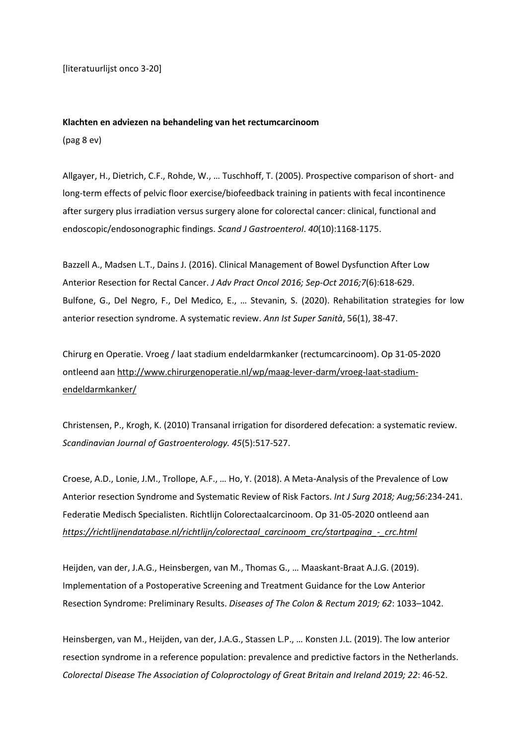[literatuurlijst onco 3-20]

**Klachten en adviezen na behandeling van het rectumcarcinoom**

(pag 8 ev)

Allgayer, H., Dietrich, C.F., Rohde, W., … Tuschhoff, T. (2005). Prospective comparison of short- and long-term effects of pelvic floor exercise/biofeedback training in patients with fecal incontinence after surgery plus irradiation versus surgery alone for colorectal cancer: clinical, functional and endoscopic/endosonographic findings. *Scand J Gastroenterol*. *40*(10):1168-1175.

Bazzell A., Madsen L.T., Dains J. (2016). Clinical Management of Bowel Dysfunction After Low Anterior Resection for Rectal Cancer. *J Adv Pract Oncol 2016; Sep-Oct 2016;7*(6):618-629.

Bulfone, G., Del Negro, F., Del Medico, E., … Stevanin, S. (2020). Rehabilitation strategies for low anterior resection syndrome. A systematic review. *Ann Ist Super Sanità*, 56(1), 38-47.

Chirurg en Operatie. Vroeg / laat stadium endeldarmkanker (rectumcarcinoom). Op 31-05-2020 ontleend aan http://www.chirurgenoperatie.nl/wp/maag-lever-darm/vroeg-laat-stadium-endeldarmkanker/

Christensen, P., Krogh, K. (2010) Transanal irrigation for disordered defecation: a systematic review. *Scandinavian Journal of Gastroenterology. 45*(5):517-527.

Croese, A.D., Lonie, J.M., Trollope, A.F., … Ho, Y. (2018). A Meta-Analysis of the Prevalence of Low Anterior resection Syndrome and Systematic Review of Risk Factors. *Int J Surg 2018; Aug;56*:234-241.

Federatie Medisch Specialisten. Richtlijn Colorectaalcarcinoom. Op 31-05-2020 ontleend aan *https://richtlijnendatabase.nl/richtlijn/colorectaal_carcinoom_crc/startpagina_-_crc.html*

Heijden, van der, J.A.G., Heinsbergen, van M., Thomas G., … Maaskant-Braat A.J.G. (2019). Implementation of a Postoperative Screening and Treatment Guidance for the Low Anterior Resection Syndrome: Preliminary Results. *Diseases of The Colon & Rectum 2019; 62*: 1033–1042.

Heinsbergen, van M., Heijden, van der, J.A.G., Stassen L.P., … Konsten J.L. (2019). The low anterior resection syndrome in a reference population: prevalence and predictive factors in the Netherlands. *Colorectal Disease The Association of Coloproctology of Great Britain and Ireland 2019; 22*: 46-52.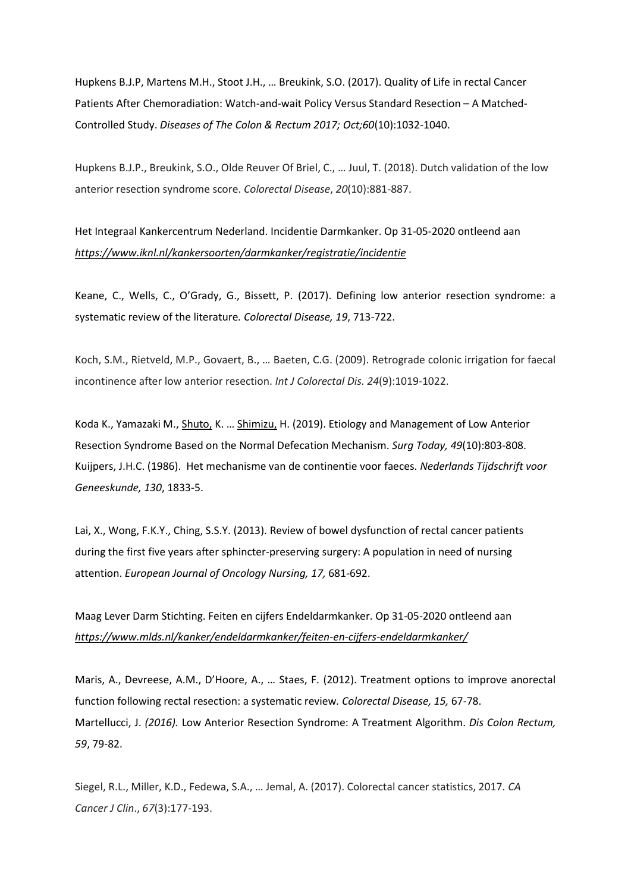Hupkens B.J.P, Martens M.H., Stoot J.H., … Breukink, S.O. (2017). Quality of Life in rectal Cancer Patients After Chemoradiation: Watch-and-wait Policy Versus Standard Resection – A Matched-Controlled Study. *Diseases of The Colon & Rectum 2017; Oct;60*(10):1032-1040.

Hupkens B.J.P., Breukink, S.O., Olde Reuver Of Briel, C., … Juul, T. (2018). Dutch validation of the low anterior resection syndrome score. *Colorectal Disease*, *20*(10):881-887.

Het Integraal Kankercentrum Nederland. Incidentie Darmkanker. Op 31-05-2020 ontleend aan *https://www.iknl.nl/kankersoorten/darmkanker/registratie/incidentie*

Keane, C., Wells, C., O'Grady, G., Bissett, P. (2017). Defining low anterior resection syndrome: a systematic review of the literature*. Colorectal Disease, 19*, 713-722.

Koch, S.M., Rietveld, M.P., Govaert, B., … Baeten, C.G. (2009). Retrograde colonic irrigation for faecal incontinence after low anterior resection. *Int J Colorectal Dis. 24*(9):1019-1022.

Koda K., Yamazaki M., Shuto, K. … Shimizu, H. (2019). Etiology and Management of Low Anterior Resection Syndrome Based on the Normal Defecation Mechanism. *Surg Today, 49*(10):803-808.
Kuijpers, J.H.C. (1986). Het mechanisme van de continentie voor faeces. *Nederlands Tijdschrift voor Geneeskunde, 130*, 1833-5.

Lai, X., Wong, F.K.Y., Ching, S.S.Y. (2013). Review of bowel dysfunction of rectal cancer patients during the first five years after sphincter-preserving surgery: A population in need of nursing attention. *European Journal of Oncology Nursing, 17,* 681-692.

Maag Lever Darm Stichting. Feiten en cijfers Endeldarmkanker. Op 31-05-2020 ontleend aan *https://www.mlds.nl/kanker/endeldarmkanker/feiten-en-cijfers-endeldarmkanker/*

Maris, A., Devreese, A.M., D'Hoore, A., … Staes, F. (2012). Treatment options to improve anorectal function following rectal resection: a systematic review*. Colorectal Disease, 15,* 67-78.
Martellucci, J. *(2016).* Low Anterior Resection Syndrome: A Treatment Algorithm. *Dis Colon Rectum, 59*, 79-82.

Siegel, R.L., Miller, K.D., Fedewa, S.A., … Jemal, A. (2017). Colorectal cancer statistics, 2017. *CA Cancer J Clin*., *67*(3):177-193.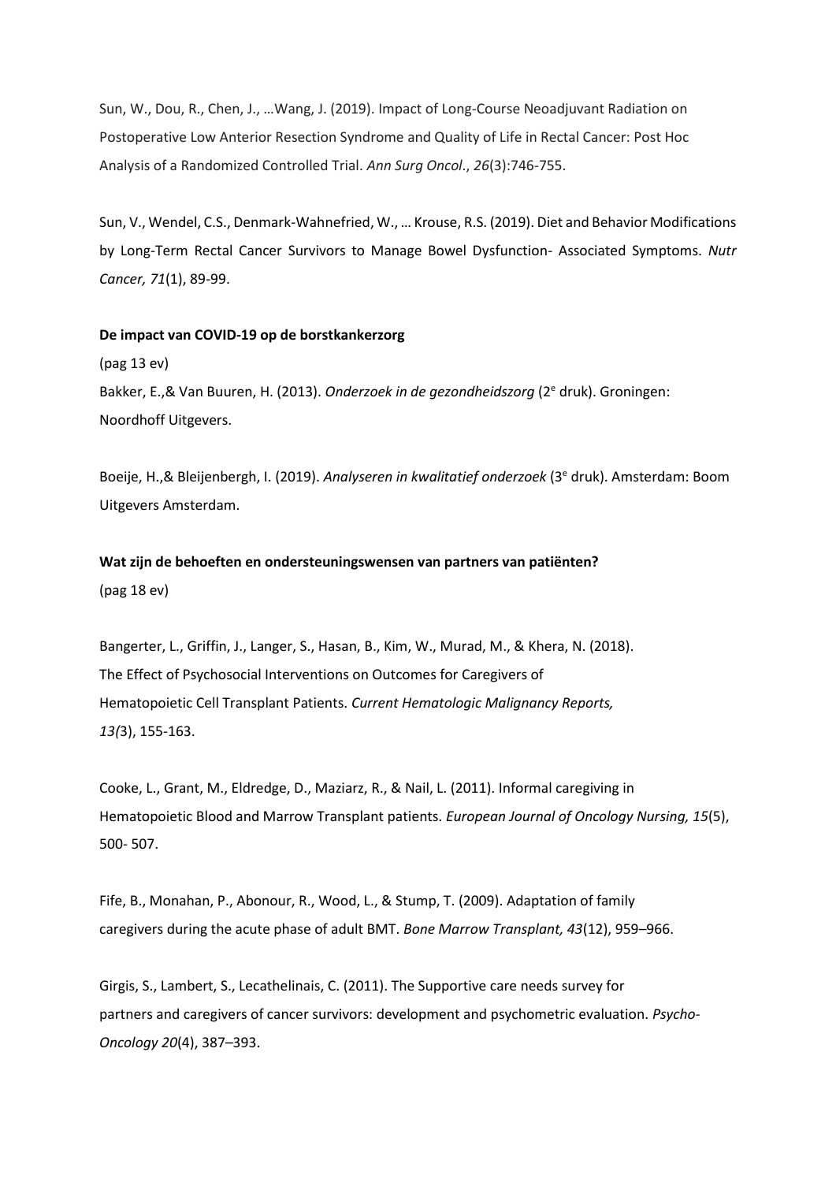Sun, W., Dou, R., Chen, J., …Wang, J. (2019). Impact of Long-Course Neoadjuvant Radiation on Postoperative Low Anterior Resection Syndrome and Quality of Life in Rectal Cancer: Post Hoc Analysis of a Randomized Controlled Trial. *Ann Surg Oncol*., *26*(3):746-755.

Sun, V., Wendel, C.S., Denmark-Wahnefried, W., … Krouse, R.S. (2019). Diet and Behavior Modifications by Long-Term Rectal Cancer Survivors to Manage Bowel Dysfunction- Associated Symptoms. *Nutr Cancer, 71*(1), 89-99.

**De impact van COVID-19 op de borstkankerzorg**

(pag 13 ev)

Bakker, E.,& Van Buuren, H. (2013). *Onderzoek in de gezondheidszorg* (2e druk). Groningen: Noordhoff Uitgevers.

Boeije, H.,& Bleijenbergh, I. (2019). *Analyseren in kwalitatief onderzoek* (3e druk). Amsterdam: Boom Uitgevers Amsterdam.

**Wat zijn de behoeften en ondersteuningswensen van partners van patiënten?**

(pag 18 ev)

Bangerter, L., Griffin, J., Langer, S., Hasan, B., Kim, W., Murad, M., & Khera, N. (2018). The Effect of Psychosocial Interventions on Outcomes for Caregivers of Hematopoietic Cell Transplant Patients. *Current Hematologic Malignancy Reports, 13(*3), 155-163.

Cooke, L., Grant, M., Eldredge, D., Maziarz, R., & Nail, L. (2011). Informal caregiving in Hematopoietic Blood and Marrow Transplant patients. *European Journal of Oncology Nursing, 15*(5), 500- 507.

Fife, B., Monahan, P., Abonour, R., Wood, L., & Stump, T. (2009). Adaptation of family caregivers during the acute phase of adult BMT. *Bone Marrow Transplant, 43*(12), 959–966.

Girgis, S., Lambert, S., Lecathelinais, C. (2011). The Supportive care needs survey for partners and caregivers of cancer survivors: development and psychometric evaluation. *Psycho-Oncology 20*(4), 387–393.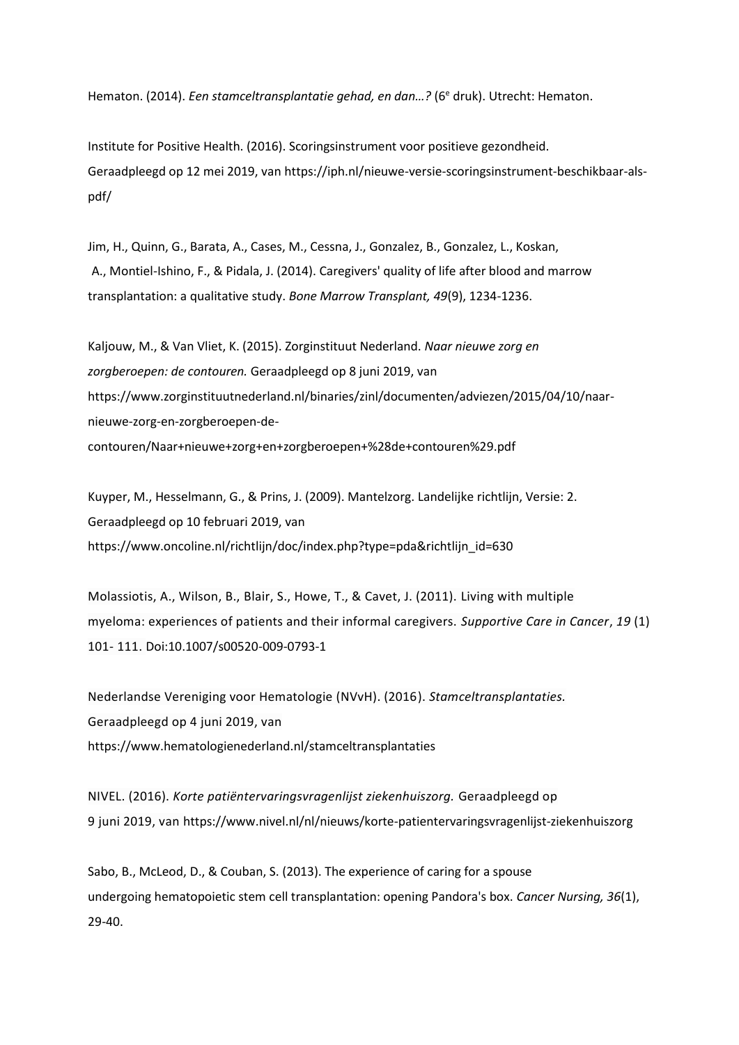Hematon. (2014). *Een stamceltransplantatie gehad, en dan…?* (6[e] druk). Utrecht: Hematon.

Institute for Positive Health. (2016). Scoringsinstrument voor positieve gezondheid. Geraadpleegd op 12 mei 2019, van https://iph.nl/nieuwe-versie-scoringsinstrument-beschikbaar-als-pdf/

Jim, H., Quinn, G., Barata, A., Cases, M., Cessna, J., Gonzalez, B., Gonzalez, L., Koskan, A., Montiel-Ishino, F., & Pidala, J. (2014). Caregivers' quality of life after blood and marrow transplantation: a qualitative study. *Bone Marrow Transplant, 49*(9), 1234-1236.

Kaljouw, M., & Van Vliet, K. (2015). Zorginstituut Nederland. *Naar nieuwe zorg en zorgberoepen: de contouren.* Geraadpleegd op 8 juni 2019, van https://www.zorginstituutnederland.nl/binaries/zinl/documenten/adviezen/2015/04/10/naar-nieuwe-zorg-en-zorgberoepen-de-contouren/Naar+nieuwe+zorg+en+zorgberoepen+%28de+contouren%29.pdf

Kuyper, M., Hesselmann, G., & Prins, J. (2009). Mantelzorg. Landelijke richtlijn, Versie: 2. Geraadpleegd op 10 februari 2019, van https://www.oncoline.nl/richtlijn/doc/index.php?type=pda&richtlijn_id=630

Molassiotis, A., Wilson, B., Blair, S., Howe, T., & Cavet, J. (2011). Living with multiple myeloma: experiences of patients and their informal caregivers. *Supportive Care in Cancer*, *19* (1) 101- 111. Doi:10.1007/s00520-009-0793-1

Nederlandse Vereniging voor Hematologie (NVvH). (2016). *Stamceltransplantaties.* Geraadpleegd op 4 juni 2019, van https://www.hematologienederland.nl/stamceltransplantaties

NIVEL. (2016). *Korte patiëntervaringsvragenlijst ziekenhuiszorg.* Geraadpleegd op 9 juni 2019, van https://www.nivel.nl/nl/nieuws/korte-patientervaringsvragenlijst-ziekenhuiszorg

Sabo, B., McLeod, D., & Couban, S. (2013). The experience of caring for a spouse undergoing hematopoietic stem cell transplantation: opening Pandora's box. *Cancer Nursing, 36*(1), 29-40.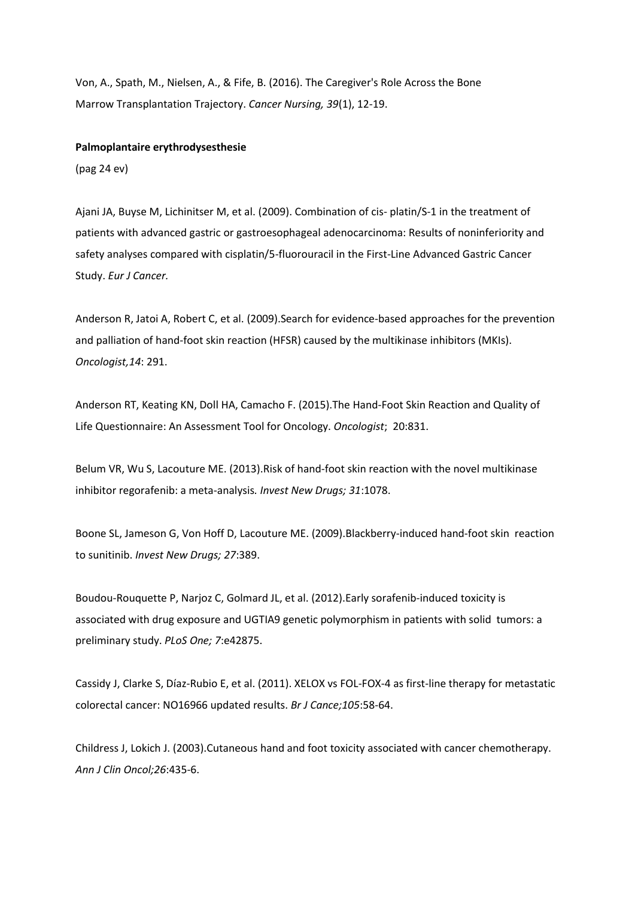Von, A., Spath, M., Nielsen, A., & Fife, B. (2016). The Caregiver's Role Across the Bone Marrow Transplantation Trajectory. *Cancer Nursing, 39*(1), 12-19.

**Palmoplantaire erythrodysesthesie**

(pag 24 ev)

Ajani JA, Buyse M, Lichinitser M, et al. (2009). Combination of cis- platin/S-1 in the treatment of patients with advanced gastric or gastroesophageal adenocarcinoma: Results of noninferiority and safety analyses compared with cisplatin/5-fluorouracil in the First-Line Advanced Gastric Cancer Study. *Eur J Cancer.*

Anderson R, Jatoi A, Robert C, et al. (2009).Search for evidence-based approaches for the prevention and palliation of hand-foot skin reaction (HFSR) caused by the multikinase inhibitors (MKIs). *Oncologist,14*: 291.

Anderson RT, Keating KN, Doll HA, Camacho F. (2015).The Hand-Foot Skin Reaction and Quality of Life Questionnaire: An Assessment Tool for Oncology. *Oncologist*;  20:831.

Belum VR, Wu S, Lacouture ME. (2013).Risk of hand-foot skin reaction with the novel multikinase inhibitor regorafenib: a meta-analysis*. Invest New Drugs; 31*:1078.

Boone SL, Jameson G, Von Hoff D, Lacouture ME. (2009).Blackberry-induced hand-foot skin  reaction to sunitinib. *Invest New Drugs; 27*:389.

Boudou-Rouquette P, Narjoz C, Golmard JL, et al. (2012).Early sorafenib-induced toxicity is associated with drug exposure and UGTIA9 genetic polymorphism in patients with solid  tumors: a preliminary study. *PLoS One; 7*:e42875.

Cassidy J, Clarke S, Díaz-Rubio E, et al. (2011). XELOX vs FOL-FOX-4 as first-line therapy for metastatic colorectal cancer: NO16966 updated results. *Br J Cance;105*:58-64.

Childress J, Lokich J. (2003).Cutaneous hand and foot toxicity associated with cancer chemotherapy. *Ann J Clin Oncol;26*:435-6.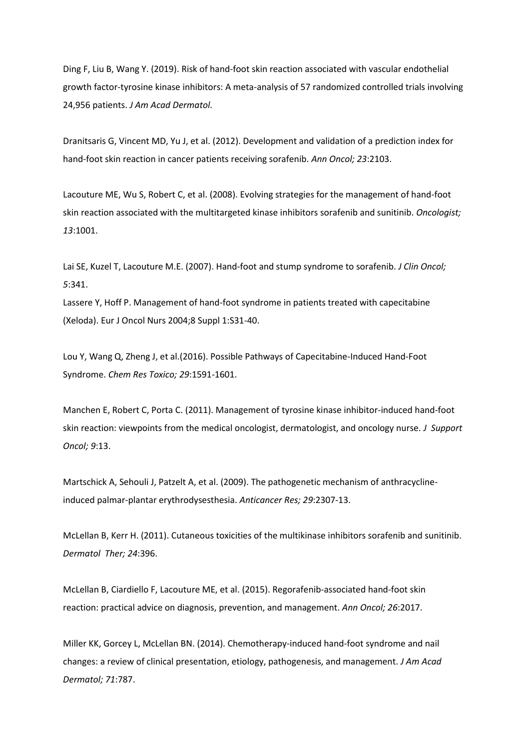Ding F, Liu B, Wang Y. (2019). Risk of hand-foot skin reaction associated with vascular endothelial growth factor-tyrosine kinase inhibitors: A meta-analysis of 57 randomized controlled trials involving 24,956 patients. *J Am Acad Dermatol.*

Dranitsaris G, Vincent MD, Yu J, et al. (2012). Development and validation of a prediction index for hand-foot skin reaction in cancer patients receiving sorafenib. *Ann Oncol; 23*:2103.

Lacouture ME, Wu S, Robert C, et al. (2008). Evolving strategies for the management of hand-foot skin reaction associated with the multitargeted kinase inhibitors sorafenib and sunitinib. *Oncologist; 13*:1001.

Lai SE, Kuzel T, Lacouture M.E. (2007). Hand-foot and stump syndrome to sorafenib. *J Clin Oncol; 5*:341.
Lassere Y, Hoff P. Management of hand-foot syndrome in patients treated with capecitabine (Xeloda). Eur J Oncol Nurs 2004;8 Suppl 1:S31-40.

Lou Y, Wang Q, Zheng J, et al.(2016). Possible Pathways of Capecitabine-Induced Hand-Foot Syndrome. *Chem Res Toxico; 29*:1591-1601.

Manchen E, Robert C, Porta C. (2011). Management of tyrosine kinase inhibitor-induced hand-foot skin reaction: viewpoints from the medical oncologist, dermatologist, and oncology nurse. *J Support Oncol; 9*:13.

Martschick A, Sehouli J, Patzelt A, et al. (2009). The pathogenetic mechanism of anthracycline-induced palmar-plantar erythrodysesthesia. *Anticancer Res; 29*:2307-13.

McLellan B, Kerr H. (2011). Cutaneous toxicities of the multikinase inhibitors sorafenib and sunitinib. *Dermatol Ther; 24*:396.

McLellan B, Ciardiello F, Lacouture ME, et al. (2015). Regorafenib-associated hand-foot skin reaction: practical advice on diagnosis, prevention, and management. *Ann Oncol; 26*:2017.

Miller KK, Gorcey L, McLellan BN. (2014). Chemotherapy-induced hand-foot syndrome and nail changes: a review of clinical presentation, etiology, pathogenesis, and management. *J Am Acad Dermatol; 71*:787.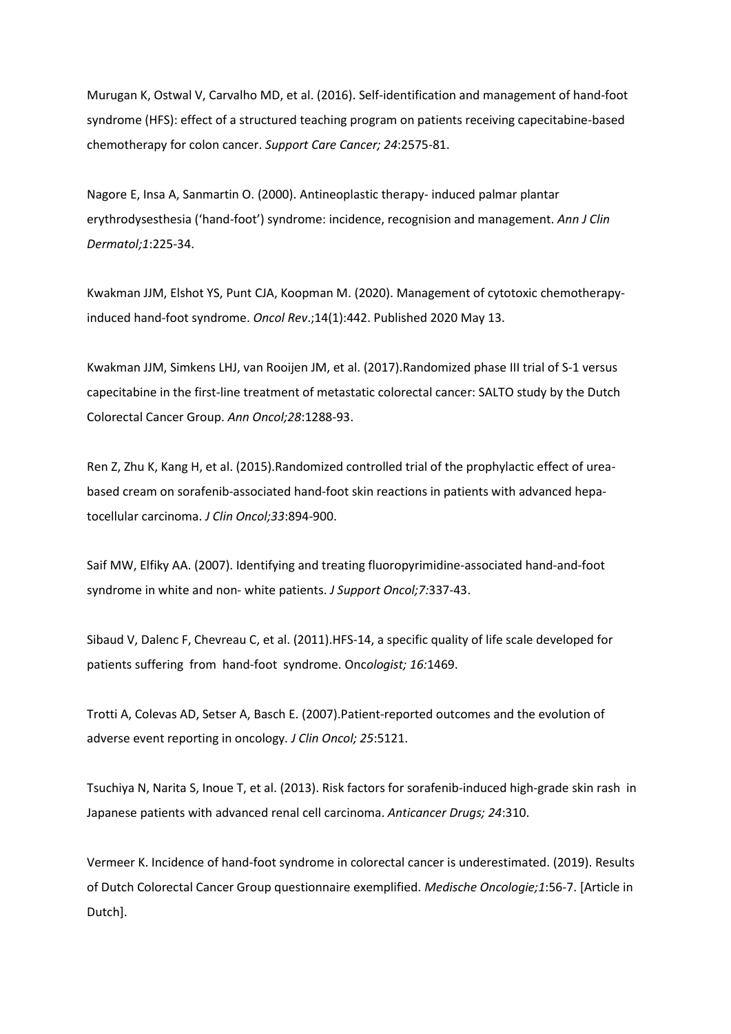Murugan K, Ostwal V, Carvalho MD, et al. (2016). Self-identification and management of hand-foot syndrome (HFS): effect of a structured teaching program on patients receiving capecitabine-based chemotherapy for colon cancer. *Support Care Cancer; 24*:2575-81.

Nagore E, Insa A, Sanmartin O. (2000). Antineoplastic therapy- induced palmar plantar erythrodysesthesia ('hand-foot') syndrome: incidence, recognision and management. *Ann J Clin Dermatol;1*:225-34.

Kwakman JJM, Elshot YS, Punt CJA, Koopman M. (2020). Management of cytotoxic chemotherapy-induced hand-foot syndrome. *Oncol Rev*.;14(1):442. Published 2020 May 13.

Kwakman JJM, Simkens LHJ, van Rooijen JM, et al. (2017).Randomized phase III trial of S-1 versus capecitabine in the first-line treatment of metastatic colorectal cancer: SALTO study by the Dutch Colorectal Cancer Group. *Ann Oncol;28*:1288-93.

Ren Z, Zhu K, Kang H, et al. (2015).Randomized controlled trial of the prophylactic effect of urea-based cream on sorafenib-associated hand-foot skin reactions in patients with advanced hepa-tocellular carcinoma. *J Clin Oncol;33*:894-900.

Saif MW, Elfiky AA. (2007). Identifying and treating fluoropyrimidine-associated hand-and-foot syndrome in white and non- white patients. *J Support Oncol;7*:337-43.

Sibaud V, Dalenc F, Chevreau C, et al. (2011).HFS-14, a specific quality of life scale developed for patients suffering from hand-foot syndrome. Onc*ologist; 16:*1469.

Trotti A, Colevas AD, Setser A, Basch E. (2007).Patient-reported outcomes and the evolution of adverse event reporting in oncology. *J Clin Oncol; 25*:5121.

Tsuchiya N, Narita S, Inoue T, et al. (2013). Risk factors for sorafenib-induced high-grade skin rash in Japanese patients with advanced renal cell carcinoma. *Anticancer Drugs; 24*:310.

Vermeer K. Incidence of hand-foot syndrome in colorectal cancer is underestimated. (2019). Results of Dutch Colorectal Cancer Group questionnaire exemplified. *Medische Oncologie;1*:56-7. [Article in Dutch].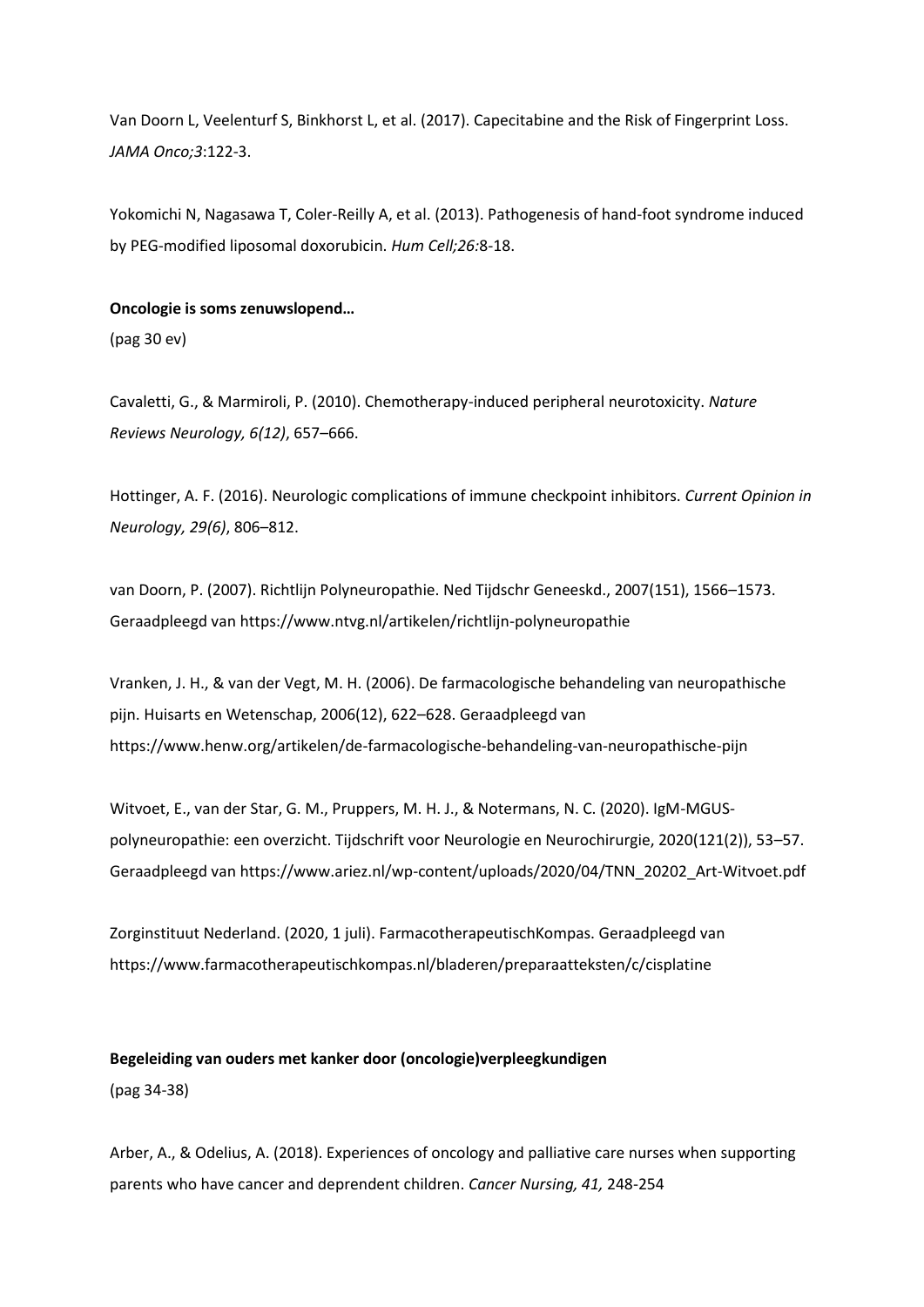Van Doorn L, Veelenturf S, Binkhorst L, et al. (2017). Capecitabine and the Risk of Fingerprint Loss. *JAMA Onco;3*:122-3.

Yokomichi N, Nagasawa T, Coler-Reilly A, et al. (2013). Pathogenesis of hand-foot syndrome induced by PEG-modified liposomal doxorubicin. *Hum Cell;26:*8-18.

**Oncologie is soms zenuwslopend…**

(pag 30 ev)

Cavaletti, G., & Marmiroli, P. (2010). Chemotherapy-induced peripheral neurotoxicity. *Nature Reviews Neurology, 6(12)*, 657–666.

Hottinger, A. F. (2016). Neurologic complications of immune checkpoint inhibitors. *Current Opinion in Neurology, 29(6)*, 806–812.

van Doorn, P. (2007). Richtlijn Polyneuropathie. Ned Tijdschr Geneeskd., 2007(151), 1566–1573. Geraadpleegd van https://www.ntvg.nl/artikelen/richtlijn-polyneuropathie

Vranken, J. H., & van der Vegt, M. H. (2006). De farmacologische behandeling van neuropathische pijn. Huisarts en Wetenschap, 2006(12), 622–628. Geraadpleegd van https://www.henw.org/artikelen/de-farmacologische-behandeling-van-neuropathische-pijn

Witvoet, E., van der Star, G. M., Pruppers, M. H. J., & Notermans, N. C. (2020). IgM-MGUS-polyneuropathie: een overzicht. Tijdschrift voor Neurologie en Neurochirurgie, 2020(121(2)), 53–57. Geraadpleegd van https://www.ariez.nl/wp-content/uploads/2020/04/TNN_20202_Art-Witvoet.pdf

Zorginstituut Nederland. (2020, 1 juli). FarmacotherapeutischKompas. Geraadpleegd van https://www.farmacotherapeutischkompas.nl/bladeren/preparaatteksten/c/cisplatine

**Begeleiding van ouders met kanker door (oncologie)verpleegkundigen**

(pag 34-38)

Arber, A., & Odelius, A. (2018). Experiences of oncology and palliative care nurses when supporting parents who have cancer and deprendent children. *Cancer Nursing, 41,* 248-254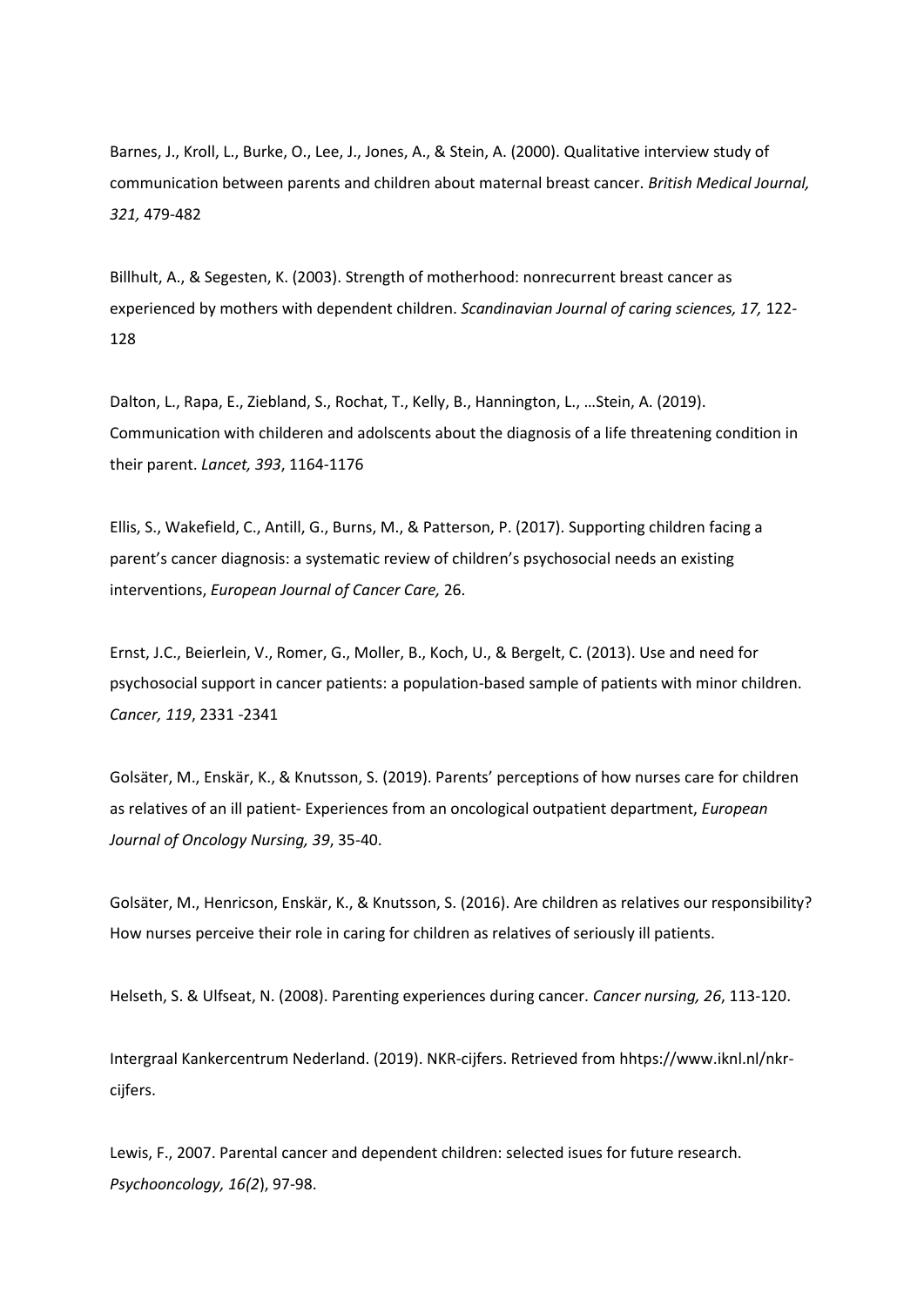Barnes, J., Kroll, L., Burke, O., Lee, J., Jones, A., & Stein, A. (2000). Qualitative interview study of communication between parents and children about maternal breast cancer. *British Medical Journal, 321,* 479-482

Billhult, A., & Segesten, K. (2003). Strength of motherhood: nonrecurrent breast cancer as experienced by mothers with dependent children. *Scandinavian Journal of caring sciences, 17,* 122-128

Dalton, L., Rapa, E., Ziebland, S., Rochat, T., Kelly, B., Hannington, L., …Stein, A. (2019). Communication with childeren and adolscents about the diagnosis of a life threatening condition in their parent. *Lancet, 393*, 1164-1176

Ellis, S., Wakefield, C., Antill, G., Burns, M., & Patterson, P. (2017). Supporting children facing a parent's cancer diagnosis: a systematic review of children's psychosocial needs an existing interventions, *European Journal of Cancer Care,* 26.

Ernst, J.C., Beierlein, V., Romer, G., Moller, B., Koch, U., & Bergelt, C. (2013). Use and need for psychosocial support in cancer patients: a population-based sample of patients with minor children. *Cancer, 119*, 2331 -2341

Golsäter, M., Enskär, K., & Knutsson, S. (2019). Parents' perceptions of how nurses care for children as relatives of an ill patient- Experiences from an oncological outpatient department, *European Journal of Oncology Nursing, 39*, 35-40.

Golsäter, M., Henricson, Enskär, K., & Knutsson, S. (2016). Are children as relatives our responsibility? How nurses perceive their role in caring for children as relatives of seriously ill patients.

Helseth, S. & Ulfseat, N. (2008). Parenting experiences during cancer. *Cancer nursing, 26*, 113-120.

Intergraal Kankercentrum Nederland. (2019). NKR-cijfers. Retrieved from hhtps://www.iknl.nl/nkr-cijfers.

Lewis, F., 2007. Parental cancer and dependent children: selected isues for future research. *Psychooncology, 16(2*), 97-98.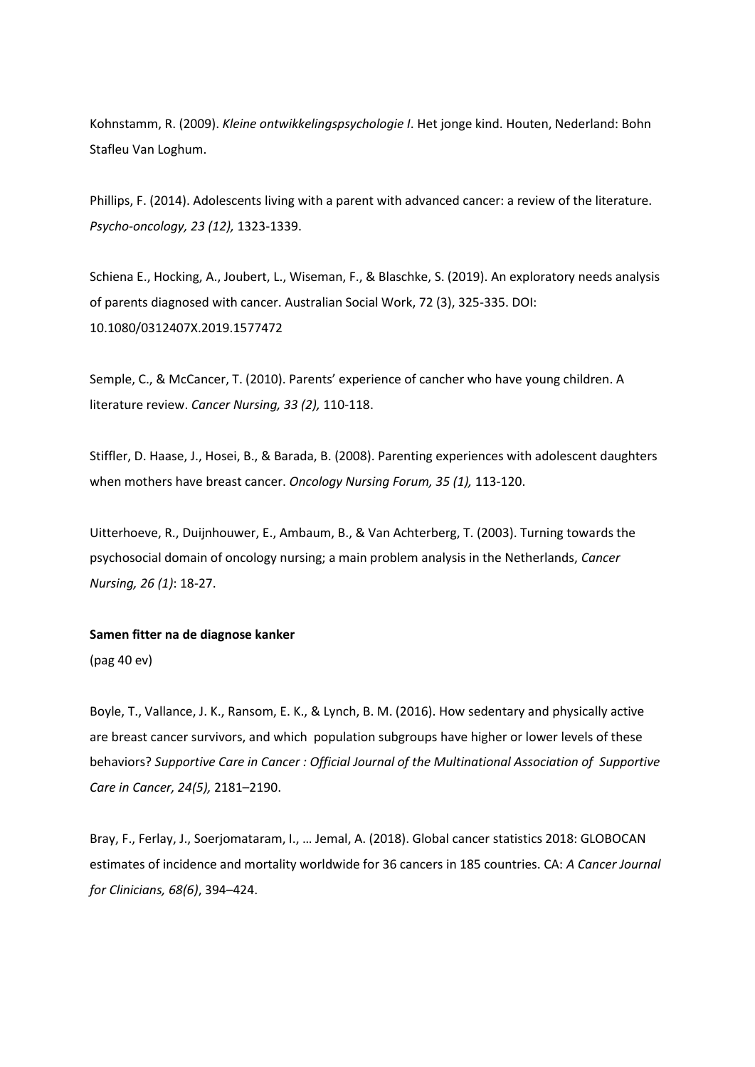Kohnstamm, R. (2009). *Kleine ontwikkelingspsychologie I*. Het jonge kind. Houten, Nederland: Bohn Stafleu Van Loghum.

Phillips, F. (2014). Adolescents living with a parent with advanced cancer: a review of the literature. *Psycho-oncology, 23 (12),* 1323-1339.

Schiena E., Hocking, A., Joubert, L., Wiseman, F., & Blaschke, S. (2019). An exploratory needs analysis of parents diagnosed with cancer. Australian Social Work, 72 (3), 325-335. DOI: 10.1080/0312407X.2019.1577472

Semple, C., & McCancer, T. (2010). Parents' experience of cancher who have young children. A literature review. *Cancer Nursing, 33 (2),* 110-118.

Stiffler, D. Haase, J., Hosei, B., & Barada, B. (2008). Parenting experiences with adolescent daughters when mothers have breast cancer. *Oncology Nursing Forum, 35 (1),* 113-120.

Uitterhoeve, R., Duijnhouwer, E., Ambaum, B., & Van Achterberg, T. (2003). Turning towards the psychosocial domain of oncology nursing; a main problem analysis in the Netherlands, *Cancer Nursing, 26 (1)*: 18-27.

**Samen fitter na de diagnose kanker**

(pag 40 ev)

Boyle, T., Vallance, J. K., Ransom, E. K., & Lynch, B. M. (2016). How sedentary and physically active are breast cancer survivors, and which population subgroups have higher or lower levels of these behaviors? *Supportive Care in Cancer : Official Journal of the Multinational Association of Supportive Care in Cancer, 24(5),* 2181–2190.

Bray, F., Ferlay, J., Soerjomataram, I., … Jemal, A. (2018). Global cancer statistics 2018: GLOBOCAN estimates of incidence and mortality worldwide for 36 cancers in 185 countries. CA: *A Cancer Journal for Clinicians, 68(6)*, 394–424.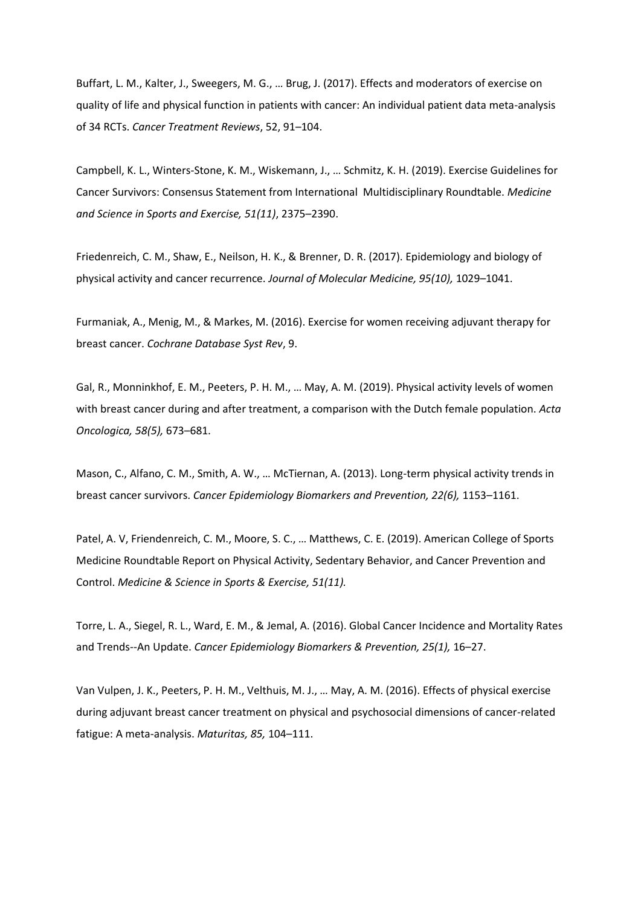Buffart, L. M., Kalter, J., Sweegers, M. G., … Brug, J. (2017). Effects and moderators of exercise on quality of life and physical function in patients with cancer: An individual patient data meta-analysis of 34 RCTs. *Cancer Treatment Reviews*, 52, 91–104.

Campbell, K. L., Winters-Stone, K. M., Wiskemann, J., … Schmitz, K. H. (2019). Exercise Guidelines for Cancer Survivors: Consensus Statement from International Multidisciplinary Roundtable. *Medicine and Science in Sports and Exercise, 51(11)*, 2375–2390.

Friedenreich, C. M., Shaw, E., Neilson, H. K., & Brenner, D. R. (2017). Epidemiology and biology of physical activity and cancer recurrence. *Journal of Molecular Medicine, 95(10),* 1029–1041.

Furmaniak, A., Menig, M., & Markes, M. (2016). Exercise for women receiving adjuvant therapy for breast cancer. *Cochrane Database Syst Rev*, 9.

Gal, R., Monninkhof, E. M., Peeters, P. H. M., … May, A. M. (2019). Physical activity levels of women with breast cancer during and after treatment, a comparison with the Dutch female population. *Acta Oncologica, 58(5),* 673–681.

Mason, C., Alfano, C. M., Smith, A. W., … McTiernan, A. (2013). Long-term physical activity trends in breast cancer survivors. *Cancer Epidemiology Biomarkers and Prevention, 22(6),* 1153–1161.

Patel, A. V, Friendenreich, C. M., Moore, S. C., … Matthews, C. E. (2019). American College of Sports Medicine Roundtable Report on Physical Activity, Sedentary Behavior, and Cancer Prevention and Control. *Medicine & Science in Sports & Exercise, 51(11).*

Torre, L. A., Siegel, R. L., Ward, E. M., & Jemal, A. (2016). Global Cancer Incidence and Mortality Rates and Trends--An Update. *Cancer Epidemiology Biomarkers & Prevention, 25(1),* 16–27.

Van Vulpen, J. K., Peeters, P. H. M., Velthuis, M. J., … May, A. M. (2016). Effects of physical exercise during adjuvant breast cancer treatment on physical and psychosocial dimensions of cancer-related fatigue: A meta-analysis. *Maturitas, 85,* 104–111.